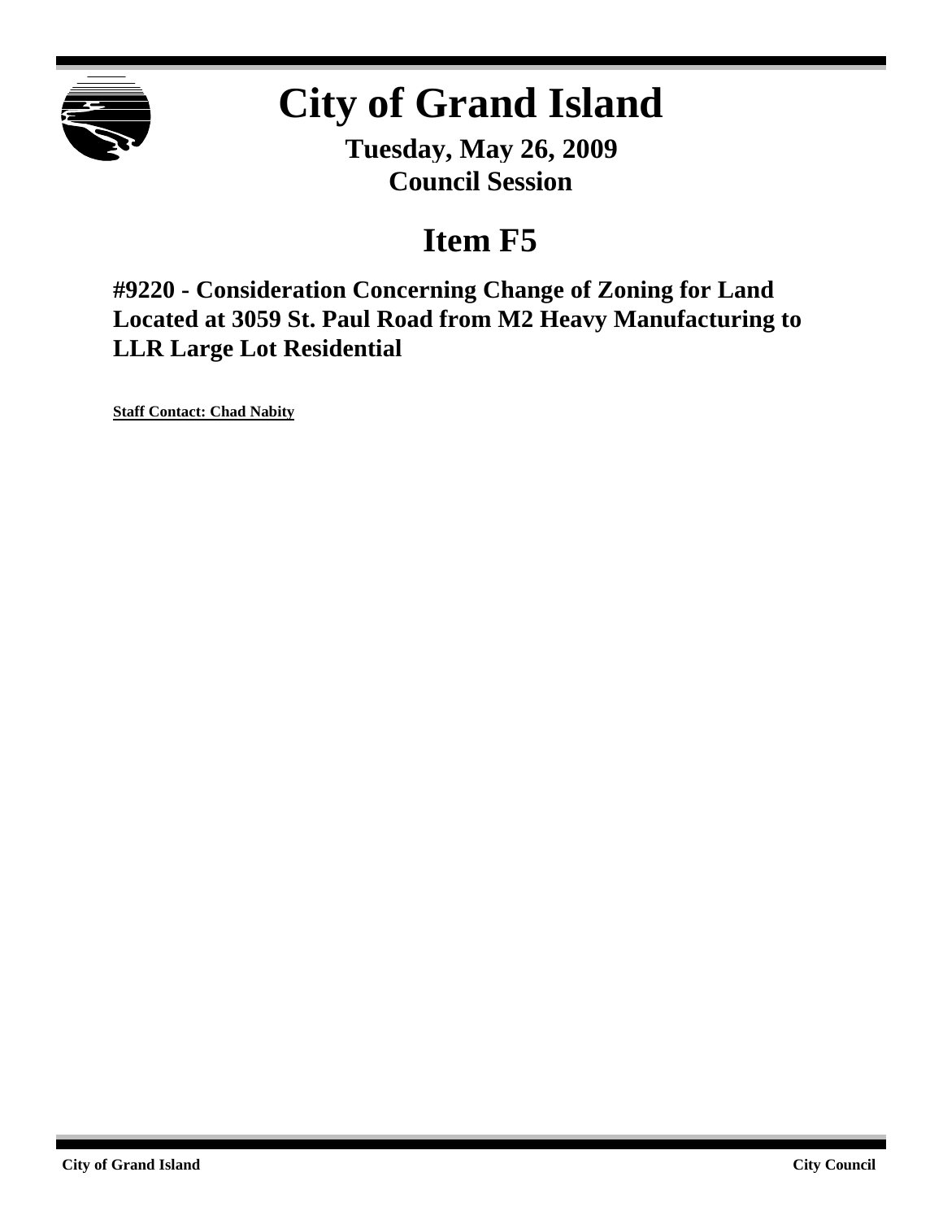# City of Grand Island

**Tuesday, May 26, 2009**
**Council Session**

## Item F5

### #9220 - Consideration Concerning Change of Zoning for Land Located at 3059 St. Paul Road from M2 Heavy Manufacturing to LLR Large Lot Residential

**Staff Contact: Chad Nabity**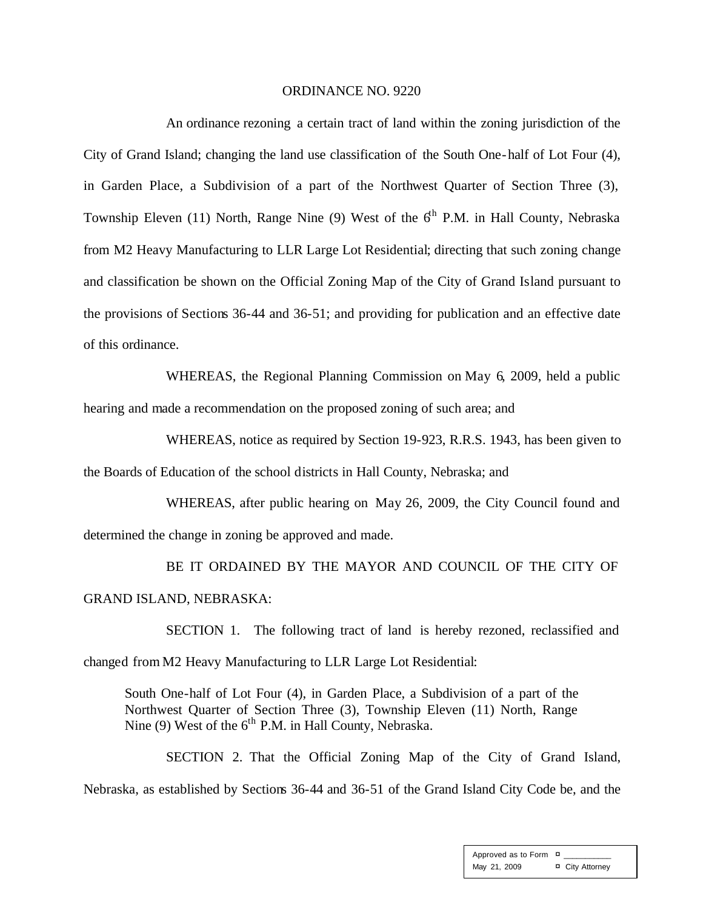ORDINANCE NO. 9220

An ordinance rezoning a certain tract of land within the zoning jurisdiction of the City of Grand Island; changing the land use classification of the South One-half of Lot Four (4), in Garden Place, a Subdivision of a part of the Northwest Quarter of Section Three (3), Township Eleven (11) North, Range Nine (9) West of the 6th P.M. in Hall County, Nebraska from M2 Heavy Manufacturing to LLR Large Lot Residential; directing that such zoning change and classification be shown on the Official Zoning Map of the City of Grand Island pursuant to the provisions of Sections 36-44 and 36-51; and providing for publication and an effective date of this ordinance.

WHEREAS, the Regional Planning Commission on May 6, 2009, held a public hearing and made a recommendation on the proposed zoning of such area; and

WHEREAS, notice as required by Section 19-923, R.R.S. 1943, has been given to the Boards of Education of the school districts in Hall County, Nebraska; and

WHEREAS, after public hearing on May 26, 2009, the City Council found and determined the change in zoning be approved and made.

BE IT ORDAINED BY THE MAYOR AND COUNCIL OF THE CITY OF GRAND ISLAND, NEBRASKA:

SECTION 1. The following tract of land is hereby rezoned, reclassified and changed from M2 Heavy Manufacturing to LLR Large Lot Residential:

> South One-half of Lot Four (4), in Garden Place, a Subdivision of a part of the Northwest Quarter of Section Three (3), Township Eleven (11) North, Range Nine (9) West of the 6th P.M. in Hall County, Nebraska.

SECTION 2. That the Official Zoning Map of the City of Grand Island, Nebraska, as established by Sections 36-44 and 36-51 of the Grand Island City Code be, and the

| Approved as to Form | ¤ ___________ |
|---|---|
| May 21, 2009 | ¤ City Attorney |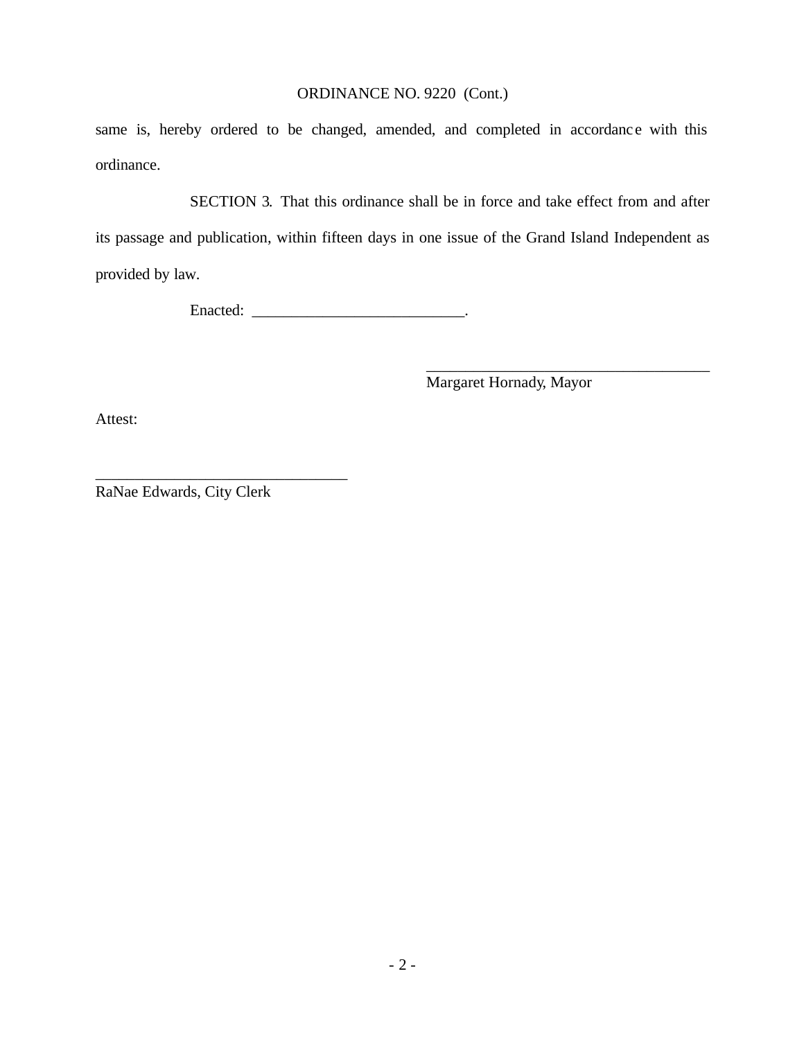ORDINANCE NO. 9220 (Cont.)

same is, hereby ordered to be changed, amended, and completed in accordance with this ordinance.

SECTION 3. That this ordinance shall be in force and take effect from and after its passage and publication, within fifteen days in one issue of the Grand Island Independent as provided by law.

Enacted: ___________________________.

_____________________________________
Margaret Hornady, Mayor

Attest:

_________________________________
RaNae Edwards, City Clerk